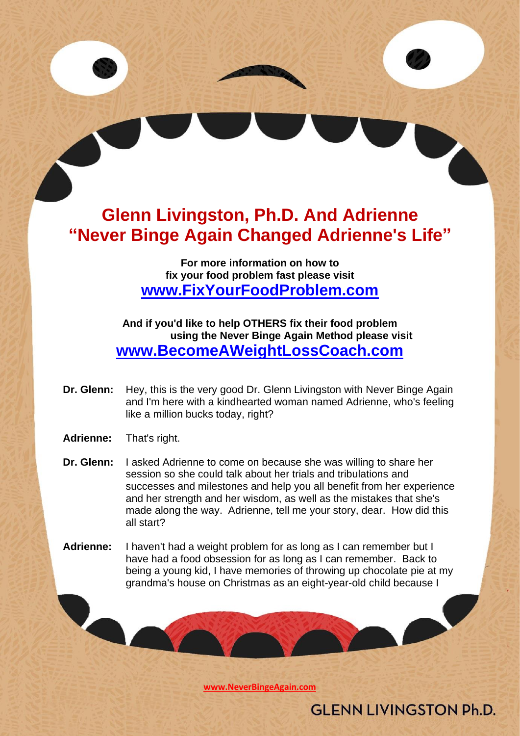# Glenn Livingston, Ph.D. And Adrienne "Never Binge Again Changed Adrienne's Life"

**For more information on how to fix your food problem fast please visit**
**[www.FixYourFoodProblem.com](http://www.FixYourFoodProblem.com)**

**And if you'd like to help OTHERS fix their food problem using the Never Binge Again Method please visit**
**[www.BecomeAWeightLossCoach.com](http://www.BecomeAWeightLossCoach.com)**

**Dr. Glenn:** Hey, this is the very good Dr. Glenn Livingston with Never Binge Again and I'm here with a kindhearted woman named Adrienne, who's feeling like a million bucks today, right?

**Adrienne:** That's right.

**Dr. Glenn:** I asked Adrienne to come on because she was willing to share her session so she could talk about her trials and tribulations and successes and milestones and help you all benefit from her experience and her strength and her wisdom, as well as the mistakes that she's made along the way. Adrienne, tell me your story, dear. How did this all start?

**Adrienne:** I haven't had a weight problem for as long as I can remember but I have had a food obsession for as long as I can remember. Back to being a young kid, I have memories of throwing up chocolate pie at my grandma's house on Christmas as an eight-year-old child because I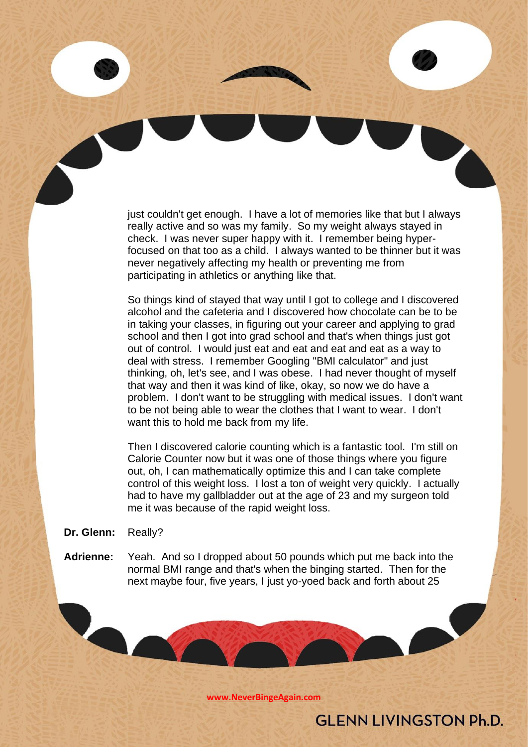just couldn't get enough. I have a lot of memories like that but I always really active and so was my family. So my weight always stayed in check. I was never super happy with it. I remember being hyper-focused on that too as a child. I always wanted to be thinner but it was never negatively affecting my health or preventing me from participating in athletics or anything like that.

So things kind of stayed that way until I got to college and I discovered alcohol and the cafeteria and I discovered how chocolate can be to be in taking your classes, in figuring out your career and applying to grad school and then I got into grad school and that's when things just got out of control. I would just eat and eat and eat and eat as a way to deal with stress. I remember Googling "BMI calculator" and just thinking, oh, let's see, and I was obese. I had never thought of myself that way and then it was kind of like, okay, so now we do have a problem. I don't want to be struggling with medical issues. I don't want to be not being able to wear the clothes that I want to wear. I don't want this to hold me back from my life.

Then I discovered calorie counting which is a fantastic tool. I'm still on Calorie Counter now but it was one of those things where you figure out, oh, I can mathematically optimize this and I can take complete control of this weight loss. I lost a ton of weight very quickly. I actually had to have my gallbladder out at the age of 23 and my surgeon told me it was because of the rapid weight loss.

**Dr. Glenn:** Really?

**Adrienne:** Yeah. And so I dropped about 50 pounds which put me back into the normal BMI range and that's when the binging started. Then for the next maybe four, five years, I just yo-yoed back and forth about 25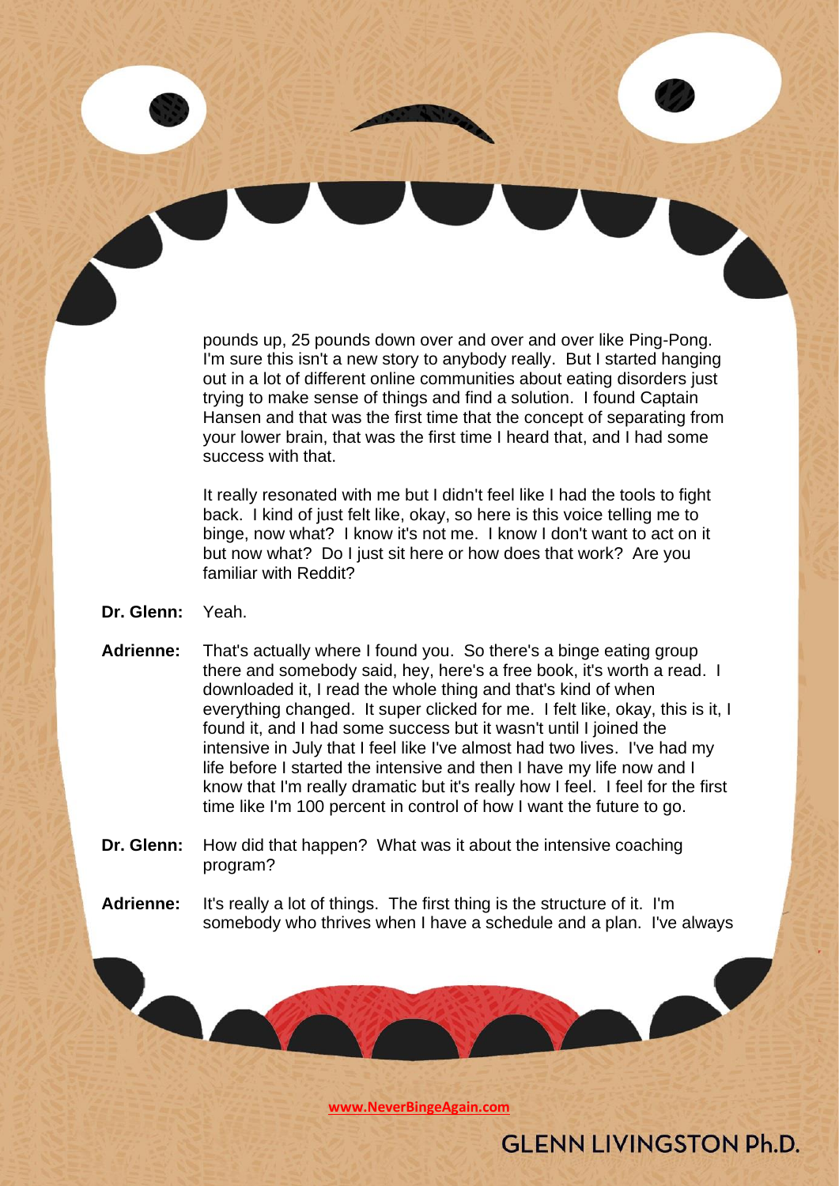pounds up, 25 pounds down over and over and over like Ping-Pong. I'm sure this isn't a new story to anybody really. But I started hanging out in a lot of different online communities about eating disorders just trying to make sense of things and find a solution. I found Captain Hansen and that was the first time that the concept of separating from your lower brain, that was the first time I heard that, and I had some success with that.

It really resonated with me but I didn't feel like I had the tools to fight back. I kind of just felt like, okay, so here is this voice telling me to binge, now what? I know it's not me. I know I don't want to act on it but now what? Do I just sit here or how does that work? Are you familiar with Reddit?

**Dr. Glenn:** Yeah.

**Adrienne:** That's actually where I found you. So there's a binge eating group there and somebody said, hey, here's a free book, it's worth a read. I downloaded it, I read the whole thing and that's kind of when everything changed. It super clicked for me. I felt like, okay, this is it, I found it, and I had some success but it wasn't until I joined the intensive in July that I feel like I've almost had two lives. I've had my life before I started the intensive and then I have my life now and I know that I'm really dramatic but it's really how I feel. I feel for the first time like I'm 100 percent in control of how I want the future to go.

**Dr. Glenn:** How did that happen? What was it about the intensive coaching program?

**Adrienne:** It's really a lot of things. The first thing is the structure of it. I'm somebody who thrives when I have a schedule and a plan. I've always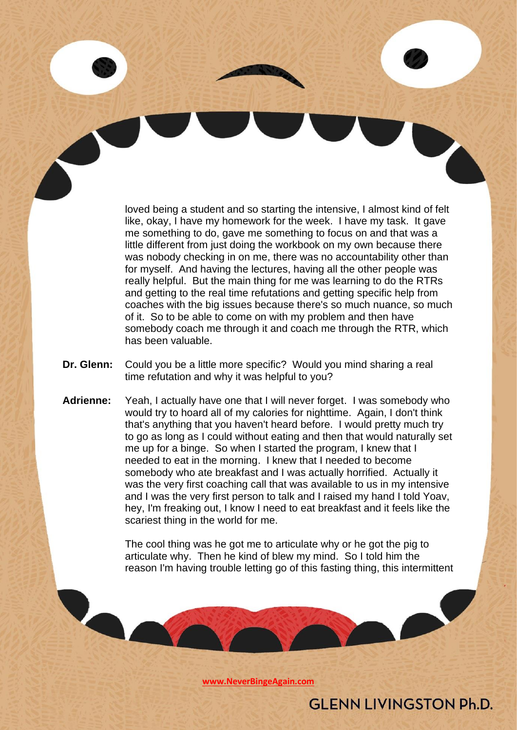loved being a student and so starting the intensive, I almost kind of felt like, okay, I have my homework for the week. I have my task. It gave me something to do, gave me something to focus on and that was a little different from just doing the workbook on my own because there was nobody checking in on me, there was no accountability other than for myself. And having the lectures, having all the other people was really helpful. But the main thing for me was learning to do the RTRs and getting to the real time refutations and getting specific help from coaches with the big issues because there's so much nuance, so much of it. So to be able to come on with my problem and then have somebody coach me through it and coach me through the RTR, which has been valuable.

**Dr. Glenn:** Could you be a little more specific? Would you mind sharing a real time refutation and why it was helpful to you?

**Adrienne:** Yeah, I actually have one that I will never forget. I was somebody who would try to hoard all of my calories for nighttime. Again, I don't think that's anything that you haven't heard before. I would pretty much try to go as long as I could without eating and then that would naturally set me up for a binge. So when I started the program, I knew that I needed to eat in the morning. I knew that I needed to become somebody who ate breakfast and I was actually horrified. Actually it was the very first coaching call that was available to us in my intensive and I was the very first person to talk and I raised my hand I told Yoav, hey, I'm freaking out, I know I need to eat breakfast and it feels like the scariest thing in the world for me.

The cool thing was he got me to articulate why or he got the pig to articulate why. Then he kind of blew my mind. So I told him the reason I'm having trouble letting go of this fasting thing, this intermittent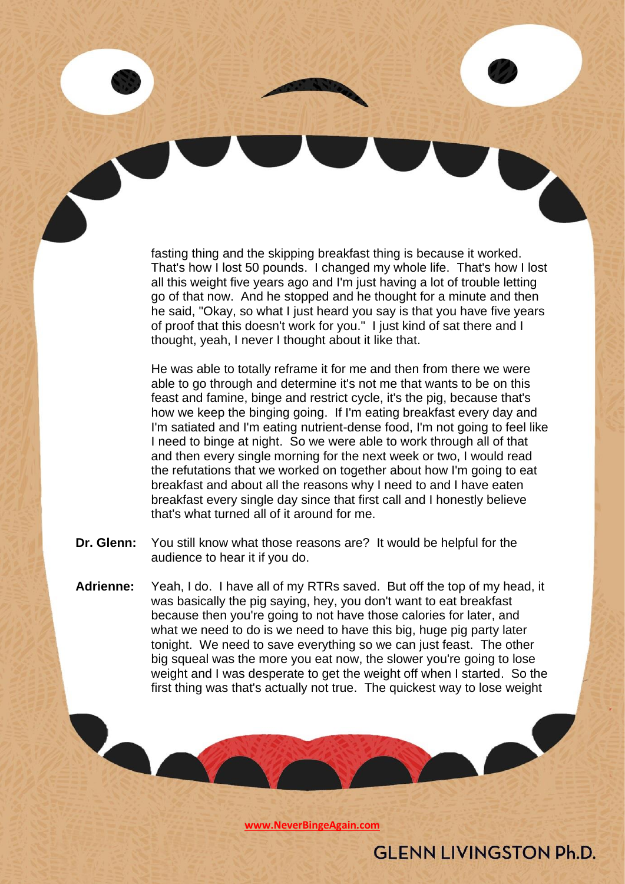fasting thing and the skipping breakfast thing is because it worked. That's how I lost 50 pounds. I changed my whole life. That's how I lost all this weight five years ago and I'm just having a lot of trouble letting go of that now. And he stopped and he thought for a minute and then he said, "Okay, so what I just heard you say is that you have five years of proof that this doesn't work for you." I just kind of sat there and I thought, yeah, I never I thought about it like that.

He was able to totally reframe it for me and then from there we were able to go through and determine it's not me that wants to be on this feast and famine, binge and restrict cycle, it's the pig, because that's how we keep the binging going. If I'm eating breakfast every day and I'm satiated and I'm eating nutrient-dense food, I'm not going to feel like I need to binge at night. So we were able to work through all of that and then every single morning for the next week or two, I would read the refutations that we worked on together about how I'm going to eat breakfast and about all the reasons why I need to and I have eaten breakfast every single day since that first call and I honestly believe that's what turned all of it around for me.

**Dr. Glenn:** You still know what those reasons are? It would be helpful for the audience to hear it if you do.

**Adrienne:** Yeah, I do. I have all of my RTRs saved. But off the top of my head, it was basically the pig saying, hey, you don't want to eat breakfast because then you're going to not have those calories for later, and what we need to do is we need to have this big, huge pig party later tonight. We need to save everything so we can just feast. The other big squeal was the more you eat now, the slower you're going to lose weight and I was desperate to get the weight off when I started. So the first thing was that's actually not true. The quickest way to lose weight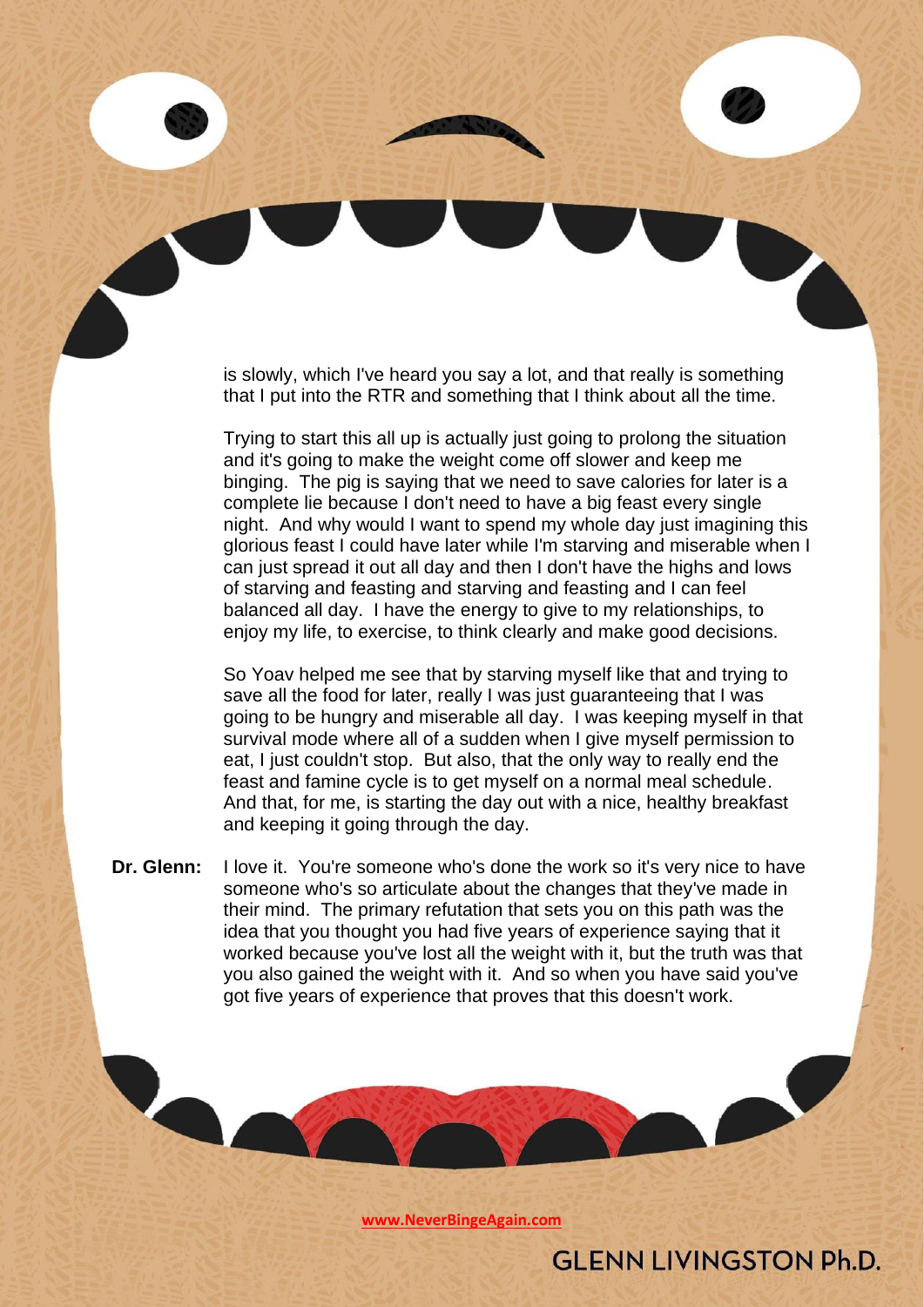is slowly, which I've heard you say a lot, and that really is something that I put into the RTR and something that I think about all the time.

Trying to start this all up is actually just going to prolong the situation and it's going to make the weight come off slower and keep me binging. The pig is saying that we need to save calories for later is a complete lie because I don't need to have a big feast every single night. And why would I want to spend my whole day just imagining this glorious feast I could have later while I'm starving and miserable when I can just spread it out all day and then I don't have the highs and lows of starving and feasting and starving and feasting and I can feel balanced all day. I have the energy to give to my relationships, to enjoy my life, to exercise, to think clearly and make good decisions.

So Yoav helped me see that by starving myself like that and trying to save all the food for later, really I was just guaranteeing that I was going to be hungry and miserable all day. I was keeping myself in that survival mode where all of a sudden when I give myself permission to eat, I just couldn't stop. But also, that the only way to really end the feast and famine cycle is to get myself on a normal meal schedule. And that, for me, is starting the day out with a nice, healthy breakfast and keeping it going through the day.

**Dr. Glenn:** I love it. You're someone who's done the work so it's very nice to have someone who's so articulate about the changes that they've made in their mind. The primary refutation that sets you on this path was the idea that you thought you had five years of experience saying that it worked because you've lost all the weight with it, but the truth was that you also gained the weight with it. And so when you have said you've got five years of experience that proves that this doesn't work.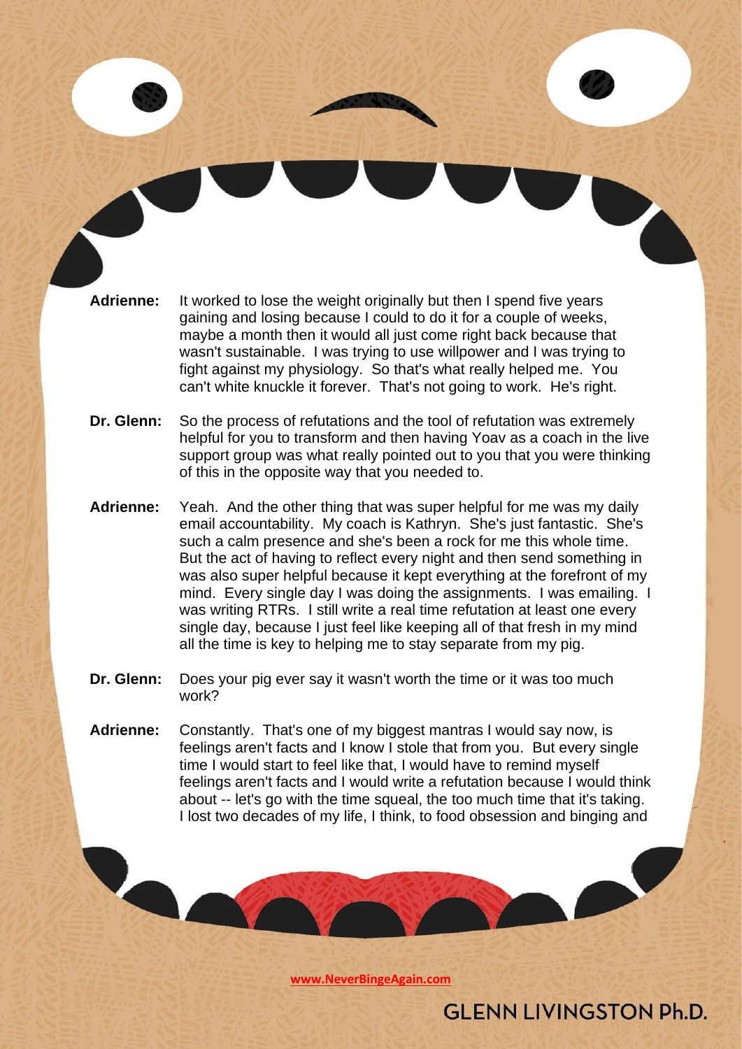**Adrienne:** It worked to lose the weight originally but then I spend five years gaining and losing because I could to do it for a couple of weeks, maybe a month then it would all just come right back because that wasn't sustainable. I was trying to use willpower and I was trying to fight against my physiology. So that's what really helped me. You can't white knuckle it forever. That's not going to work. He's right.

**Dr. Glenn:** So the process of refutations and the tool of refutation was extremely helpful for you to transform and then having Yoav as a coach in the live support group was what really pointed out to you that you were thinking of this in the opposite way that you needed to.

**Adrienne:** Yeah. And the other thing that was super helpful for me was my daily email accountability. My coach is Kathryn. She's just fantastic. She's such a calm presence and she's been a rock for me this whole time. But the act of having to reflect every night and then send something in was also super helpful because it kept everything at the forefront of my mind. Every single day I was doing the assignments. I was emailing. I was writing RTRs. I still write a real time refutation at least one every single day, because I just feel like keeping all of that fresh in my mind all the time is key to helping me to stay separate from my pig.

**Dr. Glenn:** Does your pig ever say it wasn't worth the time or it was too much work?

**Adrienne:** Constantly. That's one of my biggest mantras I would say now, is feelings aren't facts and I know I stole that from you. But every single time I would start to feel like that, I would have to remind myself feelings aren't facts and I would write a refutation because I would think about -- let's go with the time squeal, the too much time that it's taking. I lost two decades of my life, I think, to food obsession and binging and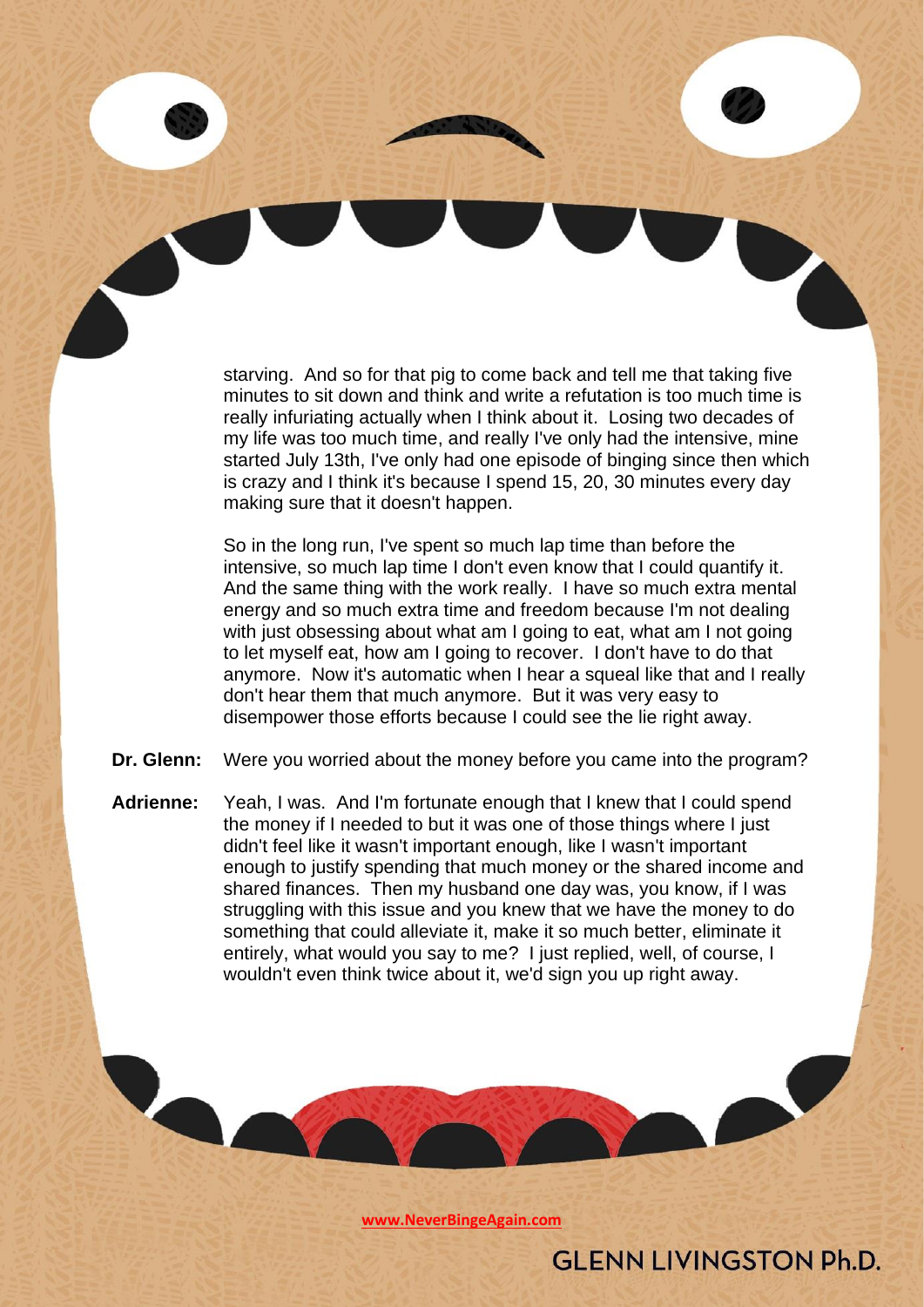starving. And so for that pig to come back and tell me that taking five minutes to sit down and think and write a refutation is too much time is really infuriating actually when I think about it. Losing two decades of my life was too much time, and really I've only had the intensive, mine started July 13th, I've only had one episode of binging since then which is crazy and I think it's because I spend 15, 20, 30 minutes every day making sure that it doesn't happen.

So in the long run, I've spent so much lap time than before the intensive, so much lap time I don't even know that I could quantify it. And the same thing with the work really. I have so much extra mental energy and so much extra time and freedom because I'm not dealing with just obsessing about what am I going to eat, what am I not going to let myself eat, how am I going to recover. I don't have to do that anymore. Now it's automatic when I hear a squeal like that and I really don't hear them that much anymore. But it was very easy to disempower those efforts because I could see the lie right away.

**Dr. Glenn:** Were you worried about the money before you came into the program?

**Adrienne:** Yeah, I was. And I'm fortunate enough that I knew that I could spend the money if I needed to but it was one of those things where I just didn't feel like it wasn't important enough, like I wasn't important enough to justify spending that much money or the shared income and shared finances. Then my husband one day was, you know, if I was struggling with this issue and you knew that we have the money to do something that could alleviate it, make it so much better, eliminate it entirely, what would you say to me? I just replied, well, of course, I wouldn't even think twice about it, we'd sign you up right away.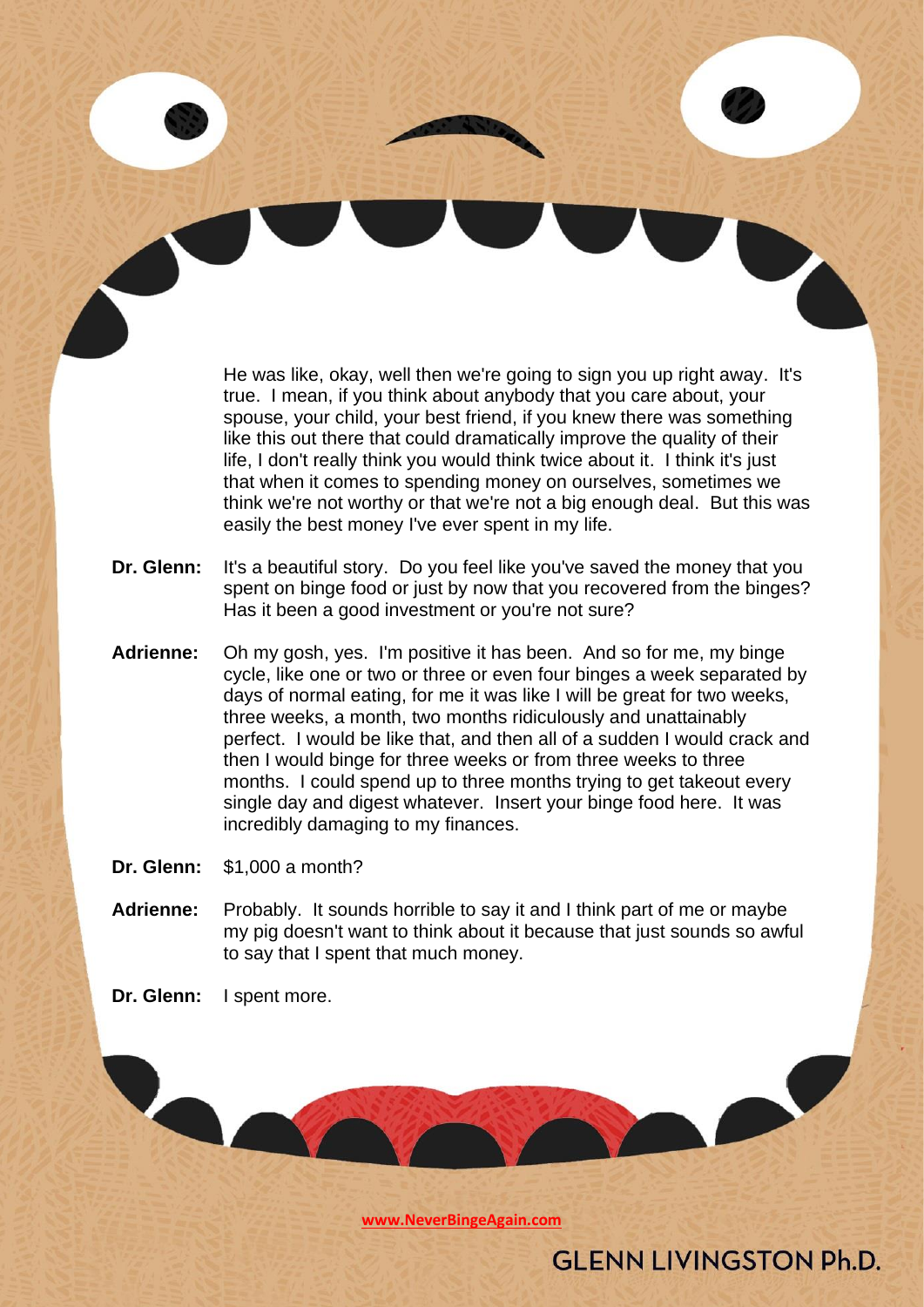He was like, okay, well then we're going to sign you up right away. It's true. I mean, if you think about anybody that you care about, your spouse, your child, your best friend, if you knew there was something like this out there that could dramatically improve the quality of their life, I don't really think you would think twice about it. I think it's just that when it comes to spending money on ourselves, sometimes we think we're not worthy or that we're not a big enough deal. But this was easily the best money I've ever spent in my life.

**Dr. Glenn:** It's a beautiful story. Do you feel like you've saved the money that you spent on binge food or just by now that you recovered from the binges? Has it been a good investment or you're not sure?

**Adrienne:** Oh my gosh, yes. I'm positive it has been. And so for me, my binge cycle, like one or two or three or even four binges a week separated by days of normal eating, for me it was like I will be great for two weeks, three weeks, a month, two months ridiculously and unattainably perfect. I would be like that, and then all of a sudden I would crack and then I would binge for three weeks or from three weeks to three months. I could spend up to three months trying to get takeout every single day and digest whatever. Insert your binge food here. It was incredibly damaging to my finances.

**Dr. Glenn:** $1,000 a month?

**Adrienne:** Probably. It sounds horrible to say it and I think part of me or maybe my pig doesn't want to think about it because that just sounds so awful to say that I spent that much money.

**Dr. Glenn:** I spent more.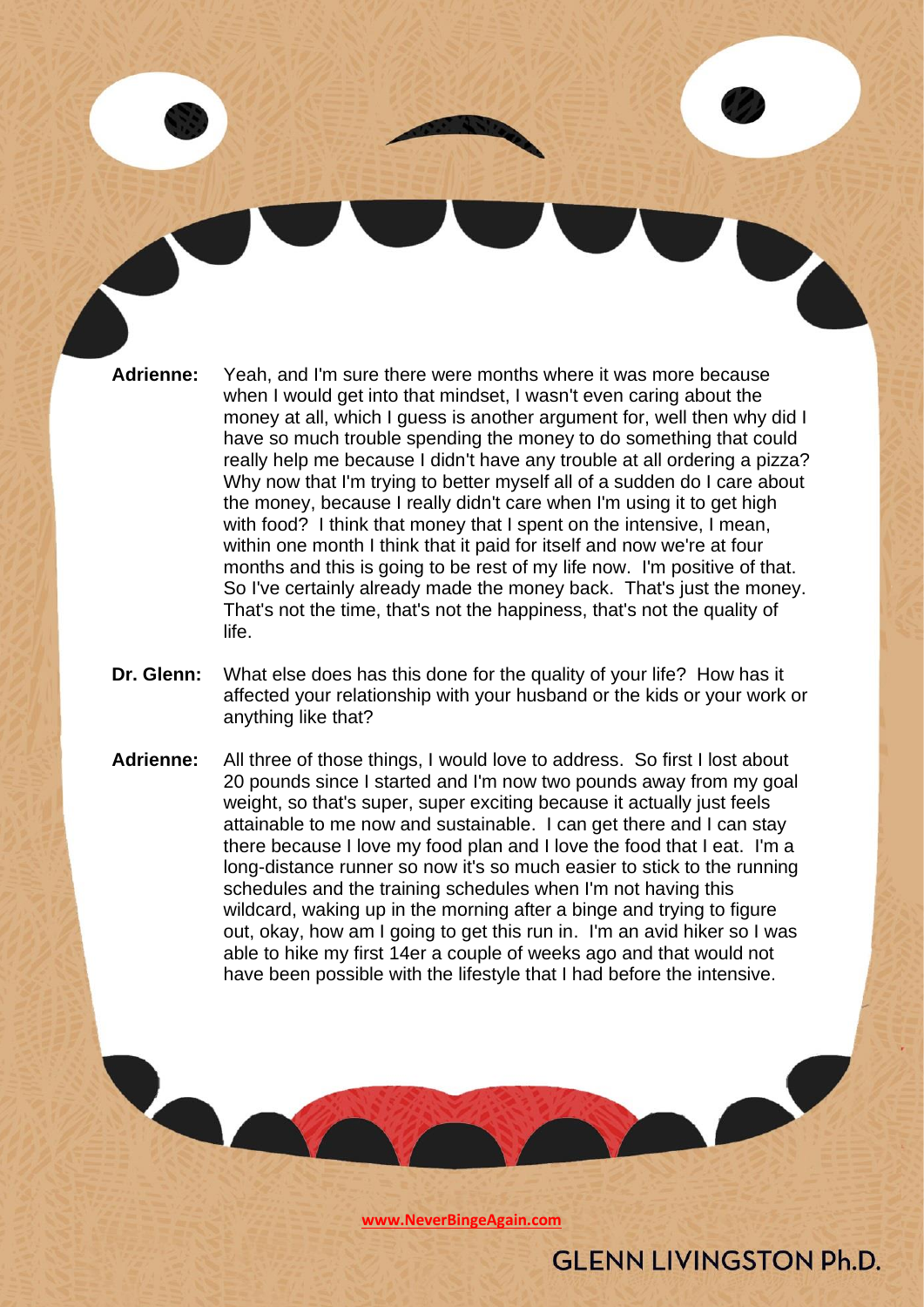**Adrienne:** Yeah, and I'm sure there were months where it was more because when I would get into that mindset, I wasn't even caring about the money at all, which I guess is another argument for, well then why did I have so much trouble spending the money to do something that could really help me because I didn't have any trouble at all ordering a pizza? Why now that I'm trying to better myself all of a sudden do I care about the money, because I really didn't care when I'm using it to get high with food? I think that money that I spent on the intensive, I mean, within one month I think that it paid for itself and now we're at four months and this is going to be rest of my life now. I'm positive of that. So I've certainly already made the money back. That's just the money. That's not the time, that's not the happiness, that's not the quality of life.

**Dr. Glenn:** What else does has this done for the quality of your life? How has it affected your relationship with your husband or the kids or your work or anything like that?

**Adrienne:** All three of those things, I would love to address. So first I lost about 20 pounds since I started and I'm now two pounds away from my goal weight, so that's super, super exciting because it actually just feels attainable to me now and sustainable. I can get there and I can stay there because I love my food plan and I love the food that I eat. I'm a long-distance runner so now it's so much easier to stick to the running schedules and the training schedules when I'm not having this wildcard, waking up in the morning after a binge and trying to figure out, okay, how am I going to get this run in. I'm an avid hiker so I was able to hike my first 14er a couple of weeks ago and that would not have been possible with the lifestyle that I had before the intensive.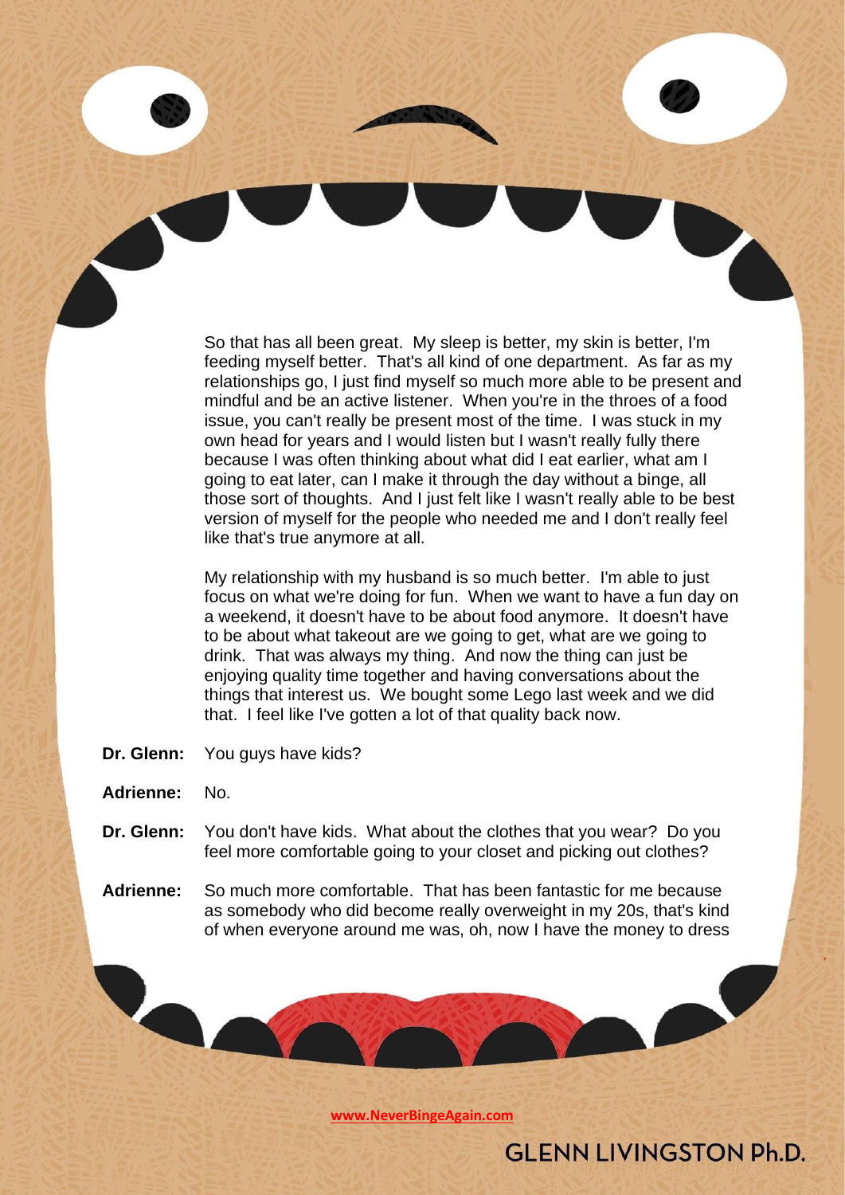So that has all been great. My sleep is better, my skin is better, I'm feeding myself better. That's all kind of one department. As far as my relationships go, I just find myself so much more able to be present and mindful and be an active listener. When you're in the throes of a food issue, you can't really be present most of the time. I was stuck in my own head for years and I would listen but I wasn't really fully there because I was often thinking about what did I eat earlier, what am I going to eat later, can I make it through the day without a binge, all those sort of thoughts. And I just felt like I wasn't really able to be best version of myself for the people who needed me and I don't really feel like that's true anymore at all.

My relationship with my husband is so much better. I'm able to just focus on what we're doing for fun. When we want to have a fun day on a weekend, it doesn't have to be about food anymore. It doesn't have to be about what takeout are we going to get, what are we going to drink. That was always my thing. And now the thing can just be enjoying quality time together and having conversations about the things that interest us. We bought some Lego last week and we did that. I feel like I've gotten a lot of that quality back now.

**Dr. Glenn:** You guys have kids?

**Adrienne:** No.

**Dr. Glenn:** You don't have kids. What about the clothes that you wear? Do you feel more comfortable going to your closet and picking out clothes?

**Adrienne:** So much more comfortable. That has been fantastic for me because as somebody who did become really overweight in my 20s, that's kind of when everyone around me was, oh, now I have the money to dress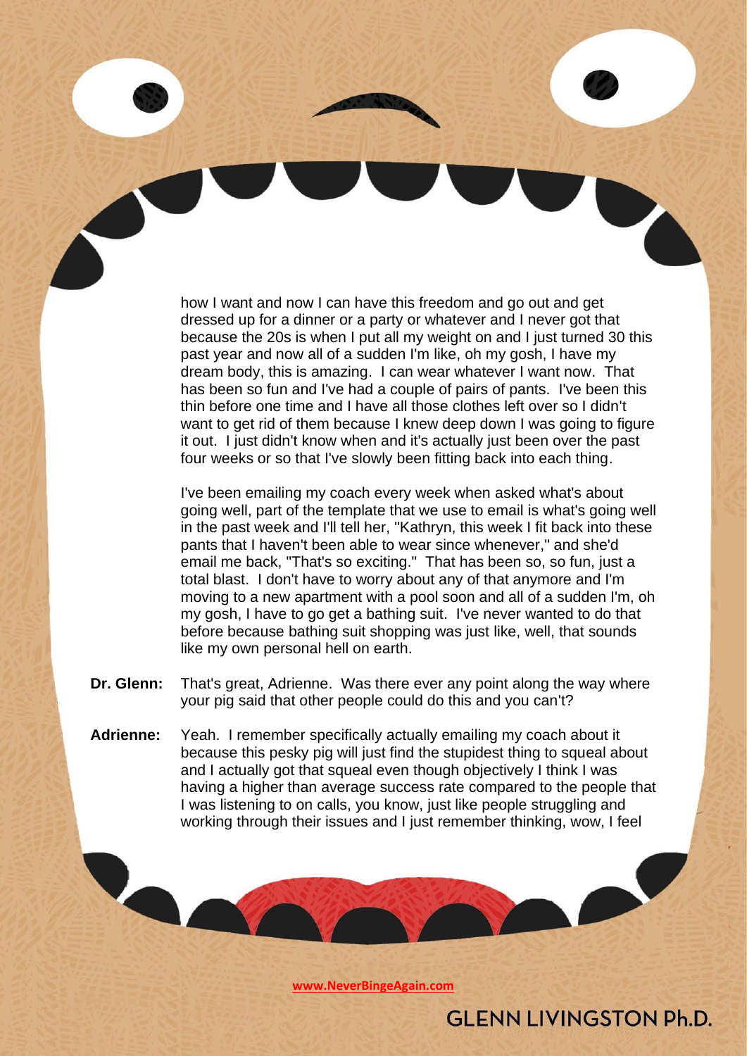how I want and now I can have this freedom and go out and get dressed up for a dinner or a party or whatever and I never got that because the 20s is when I put all my weight on and I just turned 30 this past year and now all of a sudden I'm like, oh my gosh, I have my dream body, this is amazing. I can wear whatever I want now. That has been so fun and I've had a couple of pairs of pants. I've been this thin before one time and I have all those clothes left over so I didn't want to get rid of them because I knew deep down I was going to figure it out. I just didn't know when and it's actually just been over the past four weeks or so that I've slowly been fitting back into each thing.

I've been emailing my coach every week when asked what's about going well, part of the template that we use to email is what's going well in the past week and I'll tell her, "Kathryn, this week I fit back into these pants that I haven't been able to wear since whenever," and she'd email me back, "That's so exciting." That has been so, so fun, just a total blast. I don't have to worry about any of that anymore and I'm moving to a new apartment with a pool soon and all of a sudden I'm, oh my gosh, I have to go get a bathing suit. I've never wanted to do that before because bathing suit shopping was just like, well, that sounds like my own personal hell on earth.

**Dr. Glenn:** That's great, Adrienne. Was there ever any point along the way where your pig said that other people could do this and you can't?

**Adrienne:** Yeah. I remember specifically actually emailing my coach about it because this pesky pig will just find the stupidest thing to squeal about and I actually got that squeal even though objectively I think I was having a higher than average success rate compared to the people that I was listening to on calls, you know, just like people struggling and working through their issues and I just remember thinking, wow, I feel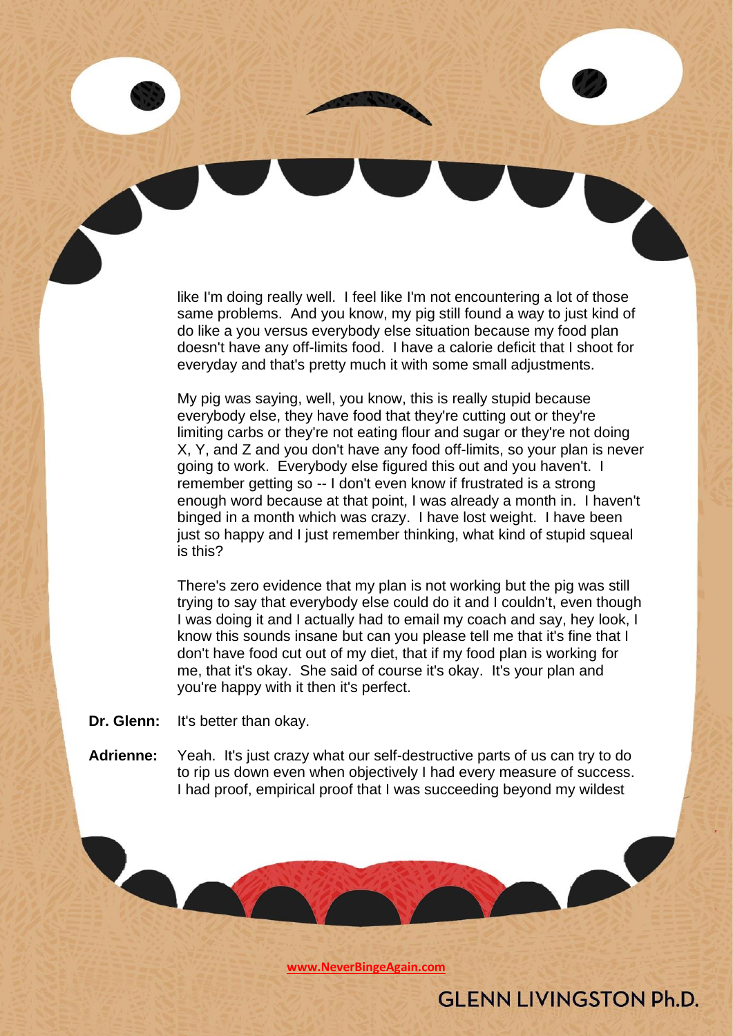like I'm doing really well. I feel like I'm not encountering a lot of those same problems. And you know, my pig still found a way to just kind of do like a you versus everybody else situation because my food plan doesn't have any off-limits food. I have a calorie deficit that I shoot for everyday and that's pretty much it with some small adjustments.

My pig was saying, well, you know, this is really stupid because everybody else, they have food that they're cutting out or they're limiting carbs or they're not eating flour and sugar or they're not doing X, Y, and Z and you don't have any food off-limits, so your plan is never going to work. Everybody else figured this out and you haven't. I remember getting so -- I don't even know if frustrated is a strong enough word because at that point, I was already a month in. I haven't binged in a month which was crazy. I have lost weight. I have been just so happy and I just remember thinking, what kind of stupid squeal is this?

There's zero evidence that my plan is not working but the pig was still trying to say that everybody else could do it and I couldn't, even though I was doing it and I actually had to email my coach and say, hey look, I know this sounds insane but can you please tell me that it's fine that I don't have food cut out of my diet, that if my food plan is working for me, that it's okay. She said of course it's okay. It's your plan and you're happy with it then it's perfect.

**Dr. Glenn:** It's better than okay.

**Adrienne:** Yeah. It's just crazy what our self-destructive parts of us can try to do to rip us down even when objectively I had every measure of success. I had proof, empirical proof that I was succeeding beyond my wildest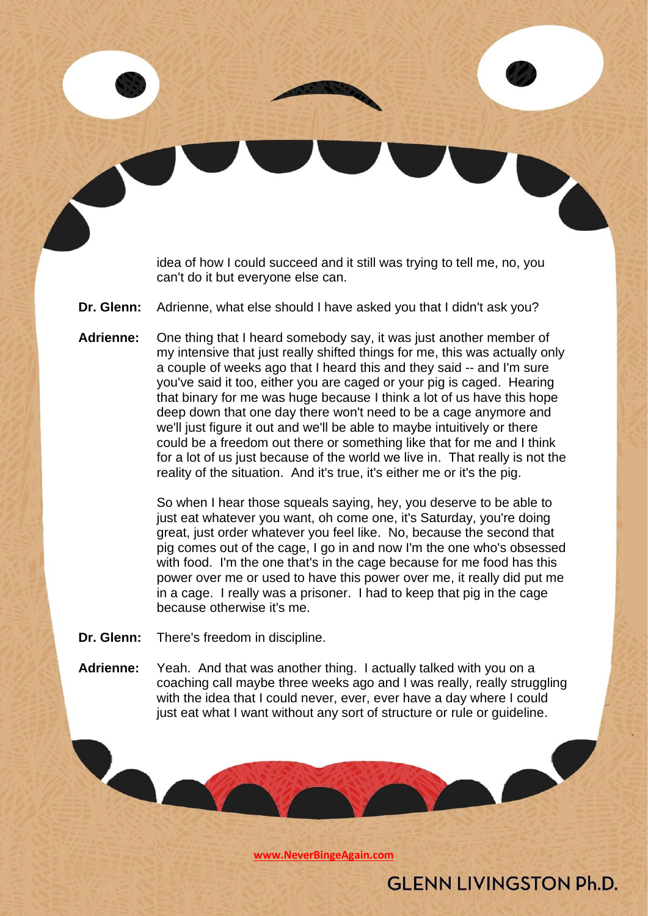idea of how I could succeed and it still was trying to tell me, no, you can't do it but everyone else can.

**Dr. Glenn:** Adrienne, what else should I have asked you that I didn't ask you?

**Adrienne:** One thing that I heard somebody say, it was just another member of my intensive that just really shifted things for me, this was actually only a couple of weeks ago that I heard this and they said -- and I'm sure you've said it too, either you are caged or your pig is caged. Hearing that binary for me was huge because I think a lot of us have this hope deep down that one day there won't need to be a cage anymore and we'll just figure it out and we'll be able to maybe intuitively or there could be a freedom out there or something like that for me and I think for a lot of us just because of the world we live in. That really is not the reality of the situation. And it's true, it's either me or it's the pig.

So when I hear those squeals saying, hey, you deserve to be able to just eat whatever you want, oh come one, it's Saturday, you're doing great, just order whatever you feel like. No, because the second that pig comes out of the cage, I go in and now I'm the one who's obsessed with food. I'm the one that's in the cage because for me food has this power over me or used to have this power over me, it really did put me in a cage. I really was a prisoner. I had to keep that pig in the cage because otherwise it's me.

**Dr. Glenn:** There's freedom in discipline.

**Adrienne:** Yeah. And that was another thing. I actually talked with you on a coaching call maybe three weeks ago and I was really, really struggling with the idea that I could never, ever, ever have a day where I could just eat what I want without any sort of structure or rule or guideline.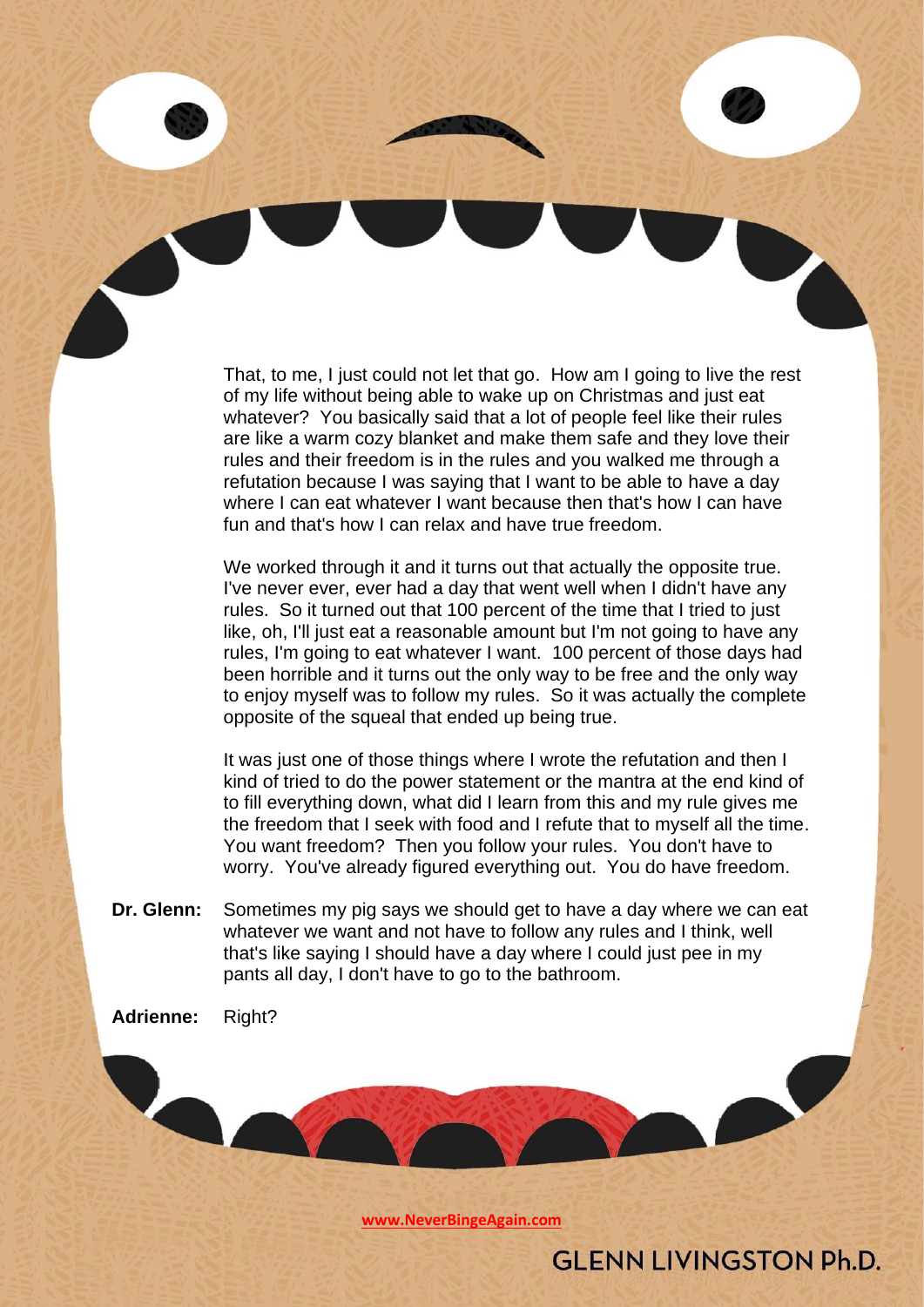That, to me, I just could not let that go. How am I going to live the rest of my life without being able to wake up on Christmas and just eat whatever? You basically said that a lot of people feel like their rules are like a warm cozy blanket and make them safe and they love their rules and their freedom is in the rules and you walked me through a refutation because I was saying that I want to be able to have a day where I can eat whatever I want because then that's how I can have fun and that's how I can relax and have true freedom.

We worked through it and it turns out that actually the opposite true. I've never ever, ever had a day that went well when I didn't have any rules. So it turned out that 100 percent of the time that I tried to just like, oh, I'll just eat a reasonable amount but I'm not going to have any rules, I'm going to eat whatever I want. 100 percent of those days had been horrible and it turns out the only way to be free and the only way to enjoy myself was to follow my rules. So it was actually the complete opposite of the squeal that ended up being true.

It was just one of those things where I wrote the refutation and then I kind of tried to do the power statement or the mantra at the end kind of to fill everything down, what did I learn from this and my rule gives me the freedom that I seek with food and I refute that to myself all the time. You want freedom? Then you follow your rules. You don't have to worry. You've already figured everything out. You do have freedom.

**Dr. Glenn:** Sometimes my pig says we should get to have a day where we can eat whatever we want and not have to follow any rules and I think, well that's like saying I should have a day where I could just pee in my pants all day, I don't have to go to the bathroom.

**Adrienne:** Right?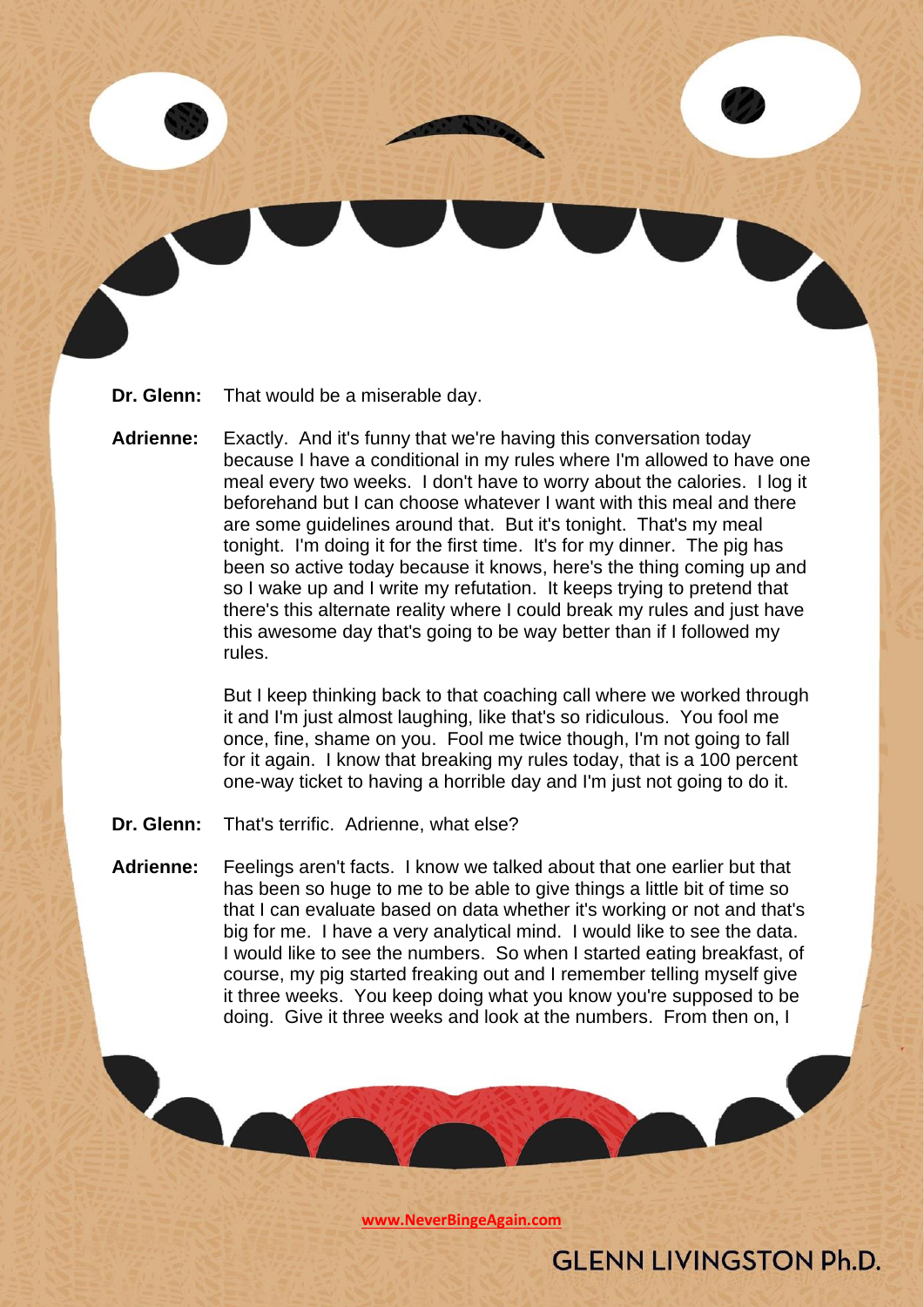**Dr. Glenn:** That would be a miserable day.

**Adrienne:** Exactly. And it's funny that we're having this conversation today because I have a conditional in my rules where I'm allowed to have one meal every two weeks. I don't have to worry about the calories. I log it beforehand but I can choose whatever I want with this meal and there are some guidelines around that. But it's tonight. That's my meal tonight. I'm doing it for the first time. It's for my dinner. The pig has been so active today because it knows, here's the thing coming up and so I wake up and I write my refutation. It keeps trying to pretend that there's this alternate reality where I could break my rules and just have this awesome day that's going to be way better than if I followed my rules.

But I keep thinking back to that coaching call where we worked through it and I'm just almost laughing, like that's so ridiculous. You fool me once, fine, shame on you. Fool me twice though, I'm not going to fall for it again. I know that breaking my rules today, that is a 100 percent one-way ticket to having a horrible day and I'm just not going to do it.

**Dr. Glenn:** That's terrific. Adrienne, what else?

**Adrienne:** Feelings aren't facts. I know we talked about that one earlier but that has been so huge to me to be able to give things a little bit of time so that I can evaluate based on data whether it's working or not and that's big for me. I have a very analytical mind. I would like to see the data. I would like to see the numbers. So when I started eating breakfast, of course, my pig started freaking out and I remember telling myself give it three weeks. You keep doing what you know you're supposed to be doing. Give it three weeks and look at the numbers. From then on, I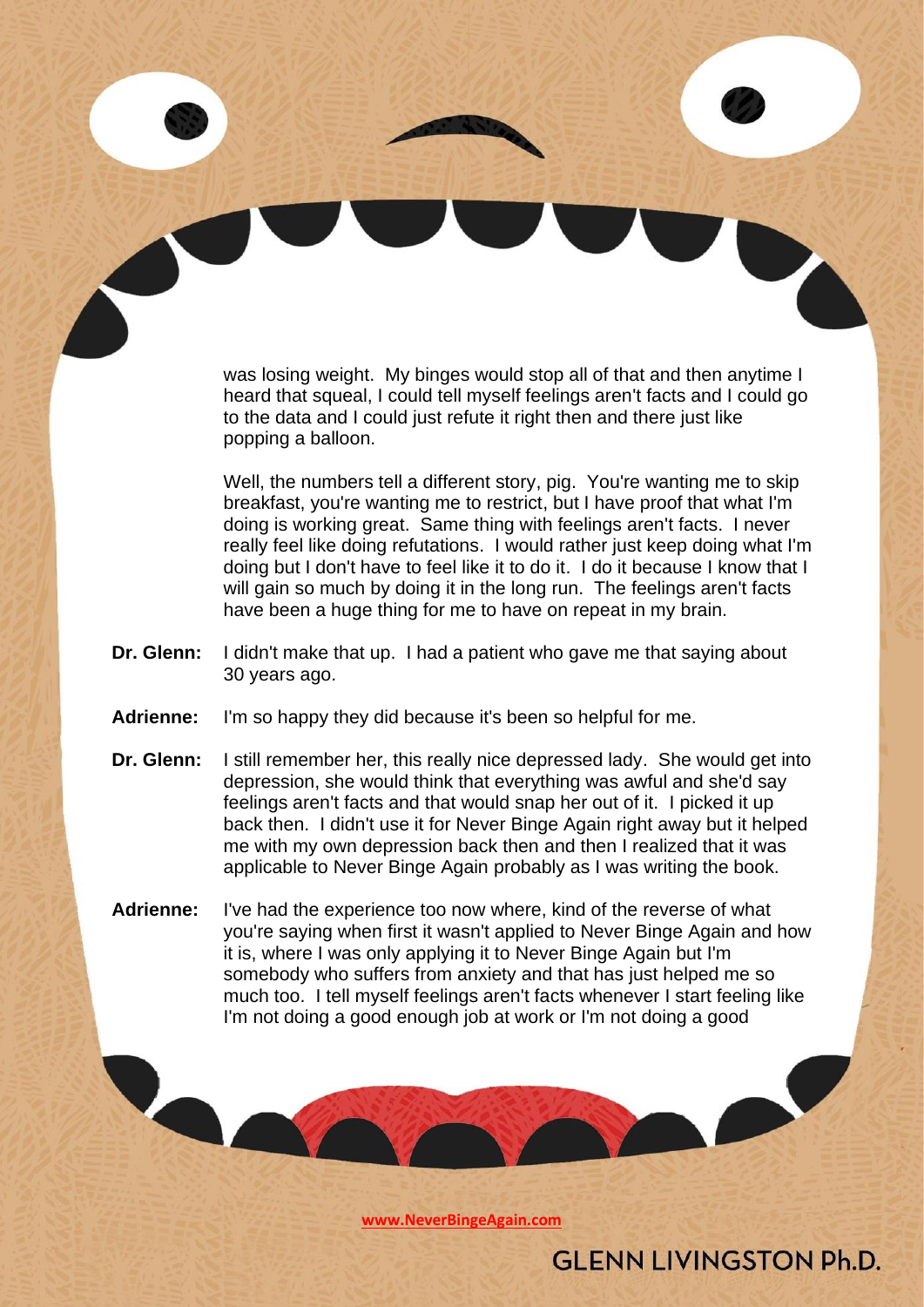was losing weight. My binges would stop all of that and then anytime I heard that squeal, I could tell myself feelings aren't facts and I could go to the data and I could just refute it right then and there just like popping a balloon.

Well, the numbers tell a different story, pig. You're wanting me to skip breakfast, you're wanting me to restrict, but I have proof that what I'm doing is working great. Same thing with feelings aren't facts. I never really feel like doing refutations. I would rather just keep doing what I'm doing but I don't have to feel like it to do it. I do it because I know that I will gain so much by doing it in the long run. The feelings aren't facts have been a huge thing for me to have on repeat in my brain.

**Dr. Glenn:** I didn't make that up. I had a patient who gave me that saying about 30 years ago.

**Adrienne:** I'm so happy they did because it's been so helpful for me.

**Dr. Glenn:** I still remember her, this really nice depressed lady. She would get into depression, she would think that everything was awful and she'd say feelings aren't facts and that would snap her out of it. I picked it up back then. I didn't use it for Never Binge Again right away but it helped me with my own depression back then and then I realized that it was applicable to Never Binge Again probably as I was writing the book.

**Adrienne:** I've had the experience too now where, kind of the reverse of what you're saying when first it wasn't applied to Never Binge Again and how it is, where I was only applying it to Never Binge Again but I'm somebody who suffers from anxiety and that has just helped me so much too. I tell myself feelings aren't facts whenever I start feeling like I'm not doing a good enough job at work or I'm not doing a good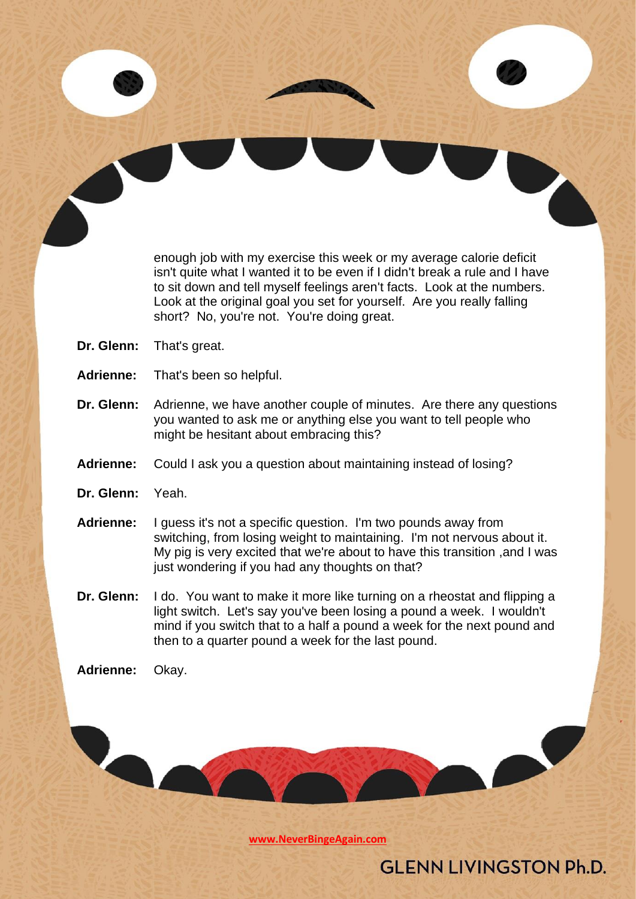enough job with my exercise this week or my average calorie deficit isn't quite what I wanted it to be even if I didn't break a rule and I have to sit down and tell myself feelings aren't facts. Look at the numbers. Look at the original goal you set for yourself. Are you really falling short? No, you're not. You're doing great.

**Dr. Glenn:** That's great.

**Adrienne:** That's been so helpful.

**Dr. Glenn:** Adrienne, we have another couple of minutes. Are there any questions you wanted to ask me or anything else you want to tell people who might be hesitant about embracing this?

**Adrienne:** Could I ask you a question about maintaining instead of losing?

**Dr. Glenn:** Yeah.

**Adrienne:** I guess it's not a specific question. I'm two pounds away from switching, from losing weight to maintaining. I'm not nervous about it. My pig is very excited that we're about to have this transition ,and I was just wondering if you had any thoughts on that?

**Dr. Glenn:** I do. You want to make it more like turning on a rheostat and flipping a light switch. Let's say you've been losing a pound a week. I wouldn't mind if you switch that to a half a pound a week for the next pound and then to a quarter pound a week for the last pound.

**Adrienne:** Okay.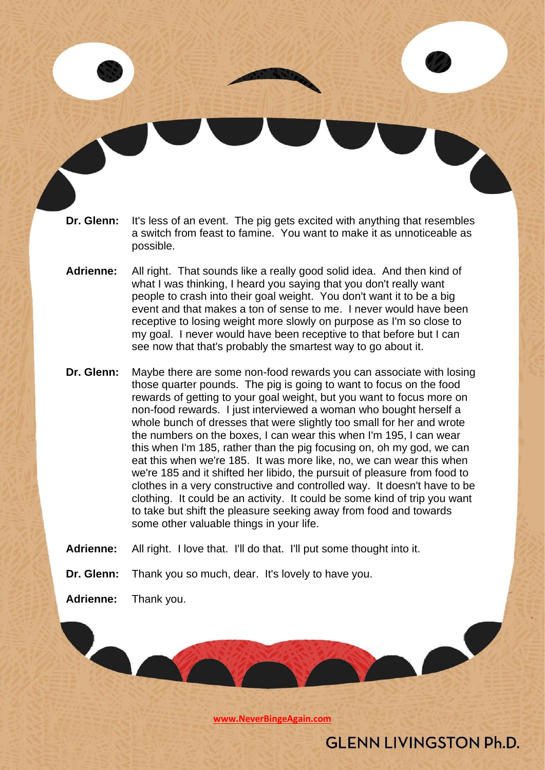**Dr. Glenn:** It's less of an event. The pig gets excited with anything that resembles a switch from feast to famine. You want to make it as unnoticeable as possible.

**Adrienne:** All right. That sounds like a really good solid idea. And then kind of what I was thinking, I heard you saying that you don't really want people to crash into their goal weight. You don't want it to be a big event and that makes a ton of sense to me. I never would have been receptive to losing weight more slowly on purpose as I'm so close to my goal. I never would have been receptive to that before but I can see now that that's probably the smartest way to go about it.

**Dr. Glenn:** Maybe there are some non-food rewards you can associate with losing those quarter pounds. The pig is going to want to focus on the food rewards of getting to your goal weight, but you want to focus more on non-food rewards. I just interviewed a woman who bought herself a whole bunch of dresses that were slightly too small for her and wrote the numbers on the boxes, I can wear this when I'm 195, I can wear this when I'm 185, rather than the pig focusing on, oh my god, we can eat this when we're 185. It was more like, no, we can wear this when we're 185 and it shifted her libido, the pursuit of pleasure from food to clothes in a very constructive and controlled way. It doesn't have to be clothing. It could be an activity. It could be some kind of trip you want to take but shift the pleasure seeking away from food and towards some other valuable things in your life.

**Adrienne:** All right. I love that. I'll do that. I'll put some thought into it.

**Dr. Glenn:** Thank you so much, dear. It's lovely to have you.

**Adrienne:** Thank you.

www.NeverBingeAgain.com

GLENN LIVINGSTON Ph.D.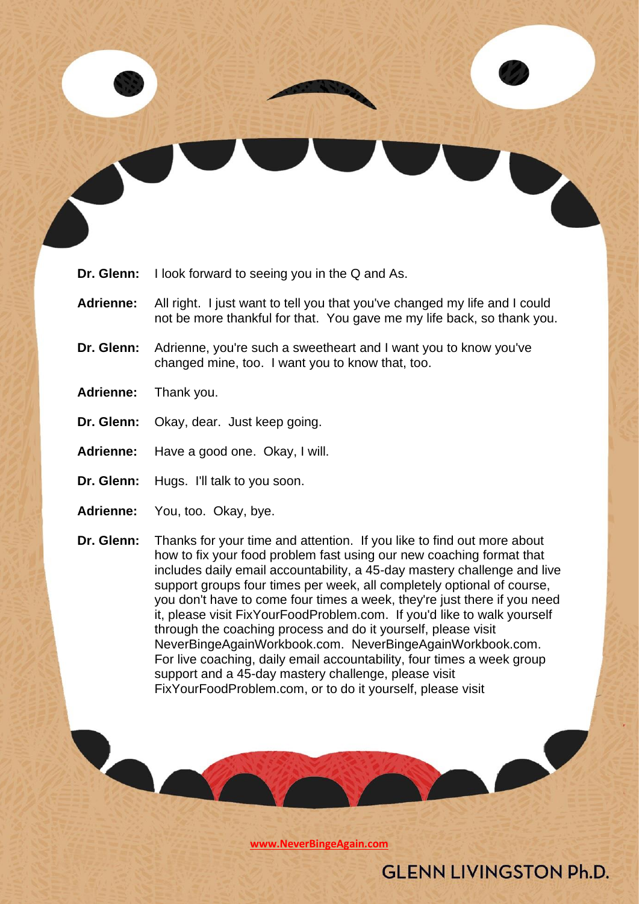**Dr. Glenn:** I look forward to seeing you in the Q and As.

**Adrienne:** All right. I just want to tell you that you've changed my life and I could not be more thankful for that. You gave me my life back, so thank you.

**Dr. Glenn:** Adrienne, you're such a sweetheart and I want you to know you've changed mine, too. I want you to know that, too.

**Adrienne:** Thank you.

**Dr. Glenn:** Okay, dear. Just keep going.

**Adrienne:** Have a good one. Okay, I will.

**Dr. Glenn:** Hugs. I'll talk to you soon.

**Adrienne:** You, too. Okay, bye.

**Dr. Glenn:** Thanks for your time and attention. If you like to find out more about how to fix your food problem fast using our new coaching format that includes daily email accountability, a 45-day mastery challenge and live support groups four times per week, all completely optional of course, you don't have to come four times a week, they're just there if you need it, please visit FixYourFoodProblem.com. If you'd like to walk yourself through the coaching process and do it yourself, please visit NeverBingeAgainWorkbook.com. NeverBingeAgainWorkbook.com. For live coaching, daily email accountability, four times a week group support and a 45-day mastery challenge, please visit FixYourFoodProblem.com, or to do it yourself, please visit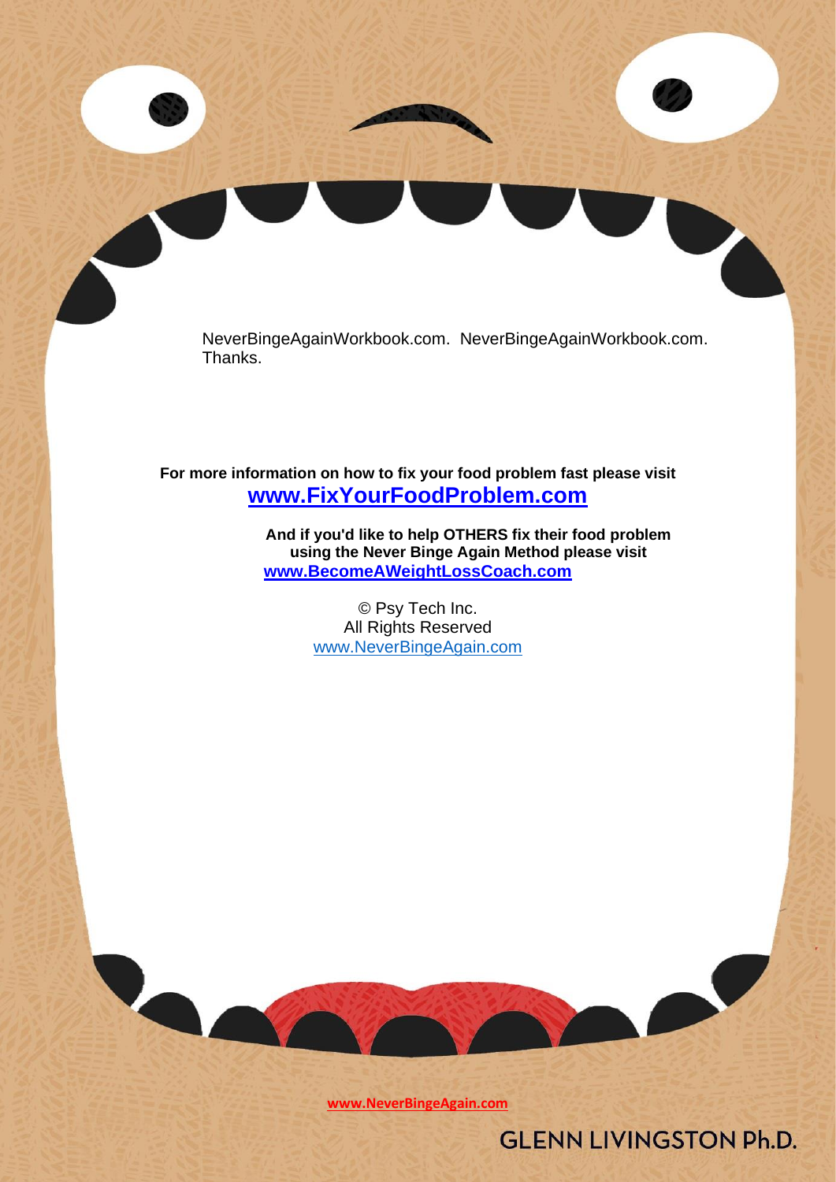NeverBingeAgainWorkbook.com. NeverBingeAgainWorkbook.com. Thanks.

**For more information on how to fix your food problem fast please visit**
**www.FixYourFoodProblem.com**

**And if you'd like to help OTHERS fix their food problem using the Never Binge Again Method please visit**
**www.BecomeAWeightLossCoach.com**

© Psy Tech Inc.
All Rights Reserved
www.NeverBingeAgain.com